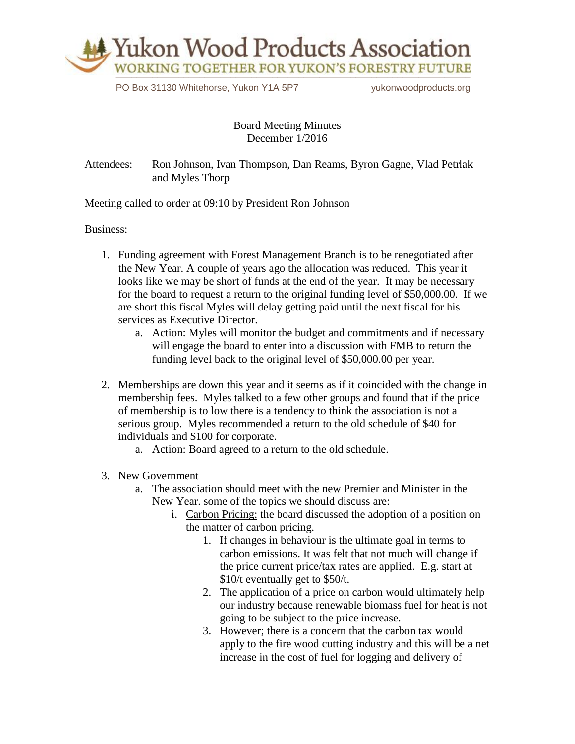# Yukon Wood Products Association

WORKING TOGETHER FOR YUKON'S FORESTRY FUTURE

PO Box 31130 Whitehorse, Yukon Y1A 5P7 yukonwoodproducts.org

Board Meeting Minutes
December 1/2016

Attendees: Ron Johnson, Ivan Thompson, Dan Reams, Byron Gagne, Vlad Petrlak and Myles Thorp

Meeting called to order at 09:10 by President Ron Johnson

Business:

1. Funding agreement with Forest Management Branch is to be renegotiated after the New Year. A couple of years ago the allocation was reduced. This year it looks like we may be short of funds at the end of the year. It may be necessary for the board to request a return to the original funding level of $50,000.00. If we are short this fiscal Myles will delay getting paid until the next fiscal for his services as Executive Director.
   a. Action: Myles will monitor the budget and commitments and if necessary will engage the board to enter into a discussion with FMB to return the funding level back to the original level of $50,000.00 per year.

2. Memberships are down this year and it seems as if it coincided with the change in membership fees. Myles talked to a few other groups and found that if the price of membership is to low there is a tendency to think the association is not a serious group. Myles recommended a return to the old schedule of $40 for individuals and $100 for corporate.
   a. Action: Board agreed to a return to the old schedule.

3. New Government
   a. The association should meet with the new Premier and Minister in the New Year. some of the topics we should discuss are:
      i. <u>Carbon Pricing:</u> the board discussed the adoption of a position on the matter of carbon pricing.
         1. If changes in behaviour is the ultimate goal in terms to carbon emissions. It was felt that not much will change if the price current price/tax rates are applied. E.g. start at $10/t eventually get to $50/t.
         2. The application of a price on carbon would ultimately help our industry because renewable biomass fuel for heat is not going to be subject to the price increase.
         3. However; there is a concern that the carbon tax would apply to the fire wood cutting industry and this will be a net increase in the cost of fuel for logging and delivery of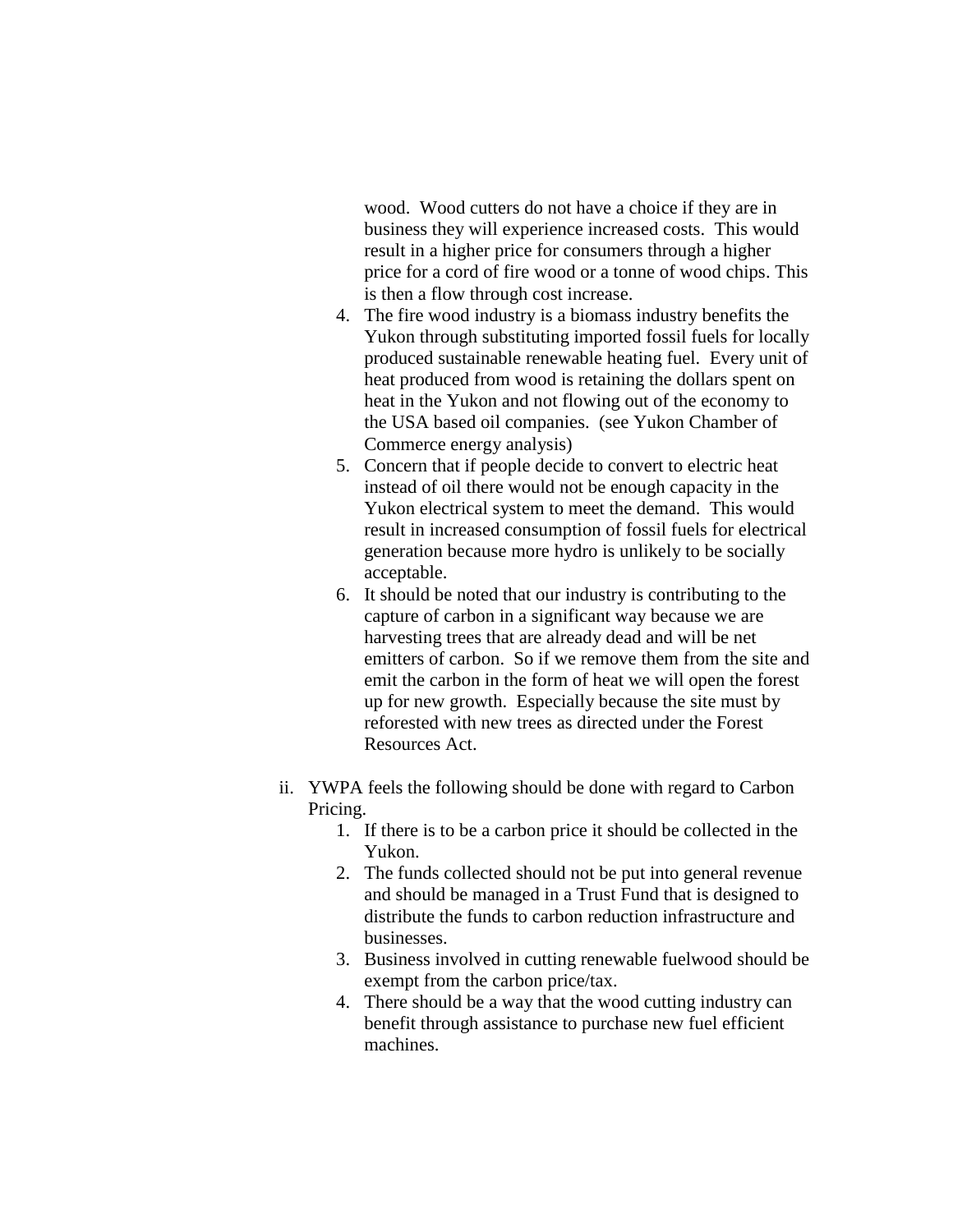wood. Wood cutters do not have a choice if they are in business they will experience increased costs. This would result in a higher price for consumers through a higher price for a cord of fire wood or a tonne of wood chips. This is then a flow through cost increase.

4. The fire wood industry is a biomass industry benefits the Yukon through substituting imported fossil fuels for locally produced sustainable renewable heating fuel. Every unit of heat produced from wood is retaining the dollars spent on heat in the Yukon and not flowing out of the economy to the USA based oil companies. (see Yukon Chamber of Commerce energy analysis)
5. Concern that if people decide to convert to electric heat instead of oil there would not be enough capacity in the Yukon electrical system to meet the demand. This would result in increased consumption of fossil fuels for electrical generation because more hydro is unlikely to be socially acceptable.
6. It should be noted that our industry is contributing to the capture of carbon in a significant way because we are harvesting trees that are already dead and will be net emitters of carbon. So if we remove them from the site and emit the carbon in the form of heat we will open the forest up for new growth. Especially because the site must by reforested with new trees as directed under the Forest Resources Act.

ii. YWPA feels the following should be done with regard to Carbon Pricing.

1. If there is to be a carbon price it should be collected in the Yukon.
2. The funds collected should not be put into general revenue and should be managed in a Trust Fund that is designed to distribute the funds to carbon reduction infrastructure and businesses.
3. Business involved in cutting renewable fuelwood should be exempt from the carbon price/tax.
4. There should be a way that the wood cutting industry can benefit through assistance to purchase new fuel efficient machines.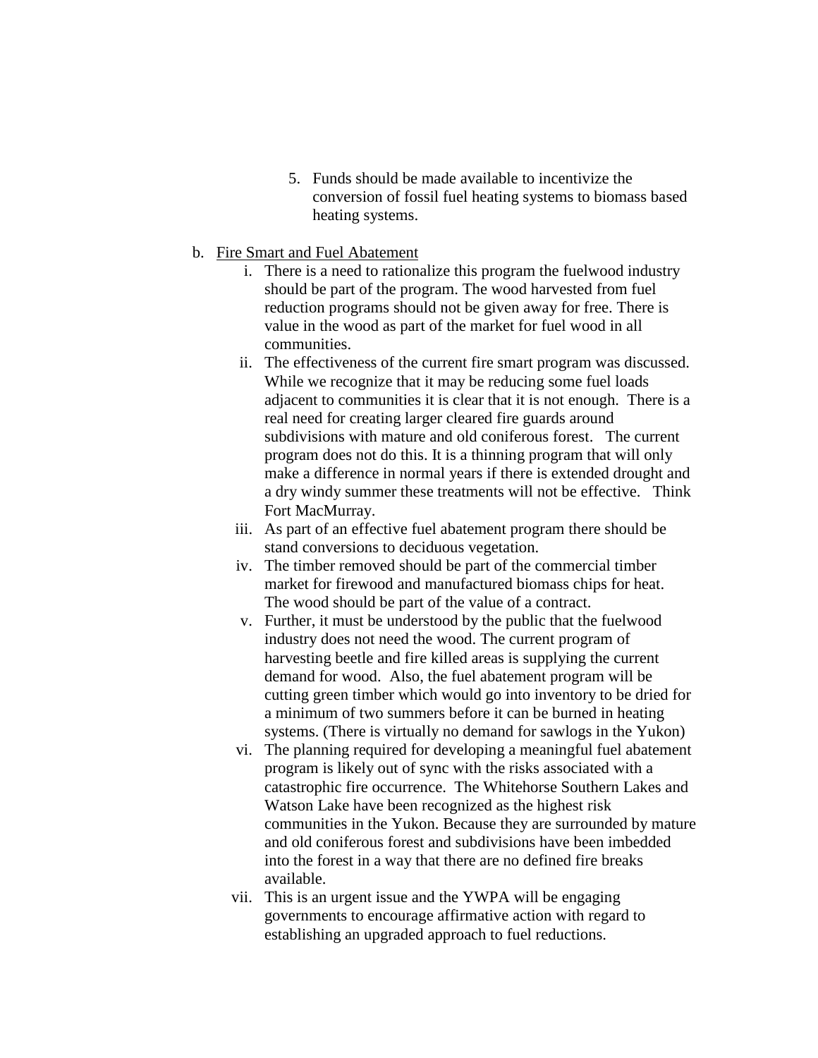5. Funds should be made available to incentivize the conversion of fossil fuel heating systems to biomass based heating systems.

b. <u>Fire Smart and Fuel Abatement</u>

   i. There is a need to rationalize this program the fuelwood industry should be part of the program. The wood harvested from fuel reduction programs should not be given away for free. There is value in the wood as part of the market for fuel wood in all communities.

   ii. The effectiveness of the current fire smart program was discussed. While we recognize that it may be reducing some fuel loads adjacent to communities it is clear that it is not enough. There is a real need for creating larger cleared fire guards around subdivisions with mature and old coniferous forest. The current program does not do this. It is a thinning program that will only make a difference in normal years if there is extended drought and a dry windy summer these treatments will not be effective. Think Fort MacMurray.

   iii. As part of an effective fuel abatement program there should be stand conversions to deciduous vegetation.

   iv. The timber removed should be part of the commercial timber market for firewood and manufactured biomass chips for heat. The wood should be part of the value of a contract.

   v. Further, it must be understood by the public that the fuelwood industry does not need the wood. The current program of harvesting beetle and fire killed areas is supplying the current demand for wood. Also, the fuel abatement program will be cutting green timber which would go into inventory to be dried for a minimum of two summers before it can be burned in heating systems. (There is virtually no demand for sawlogs in the Yukon)

   vi. The planning required for developing a meaningful fuel abatement program is likely out of sync with the risks associated with a catastrophic fire occurrence. The Whitehorse Southern Lakes and Watson Lake have been recognized as the highest risk communities in the Yukon. Because they are surrounded by mature and old coniferous forest and subdivisions have been imbedded into the forest in a way that there are no defined fire breaks available.

   vii. This is an urgent issue and the YWPA will be engaging governments to encourage affirmative action with regard to establishing an upgraded approach to fuel reductions.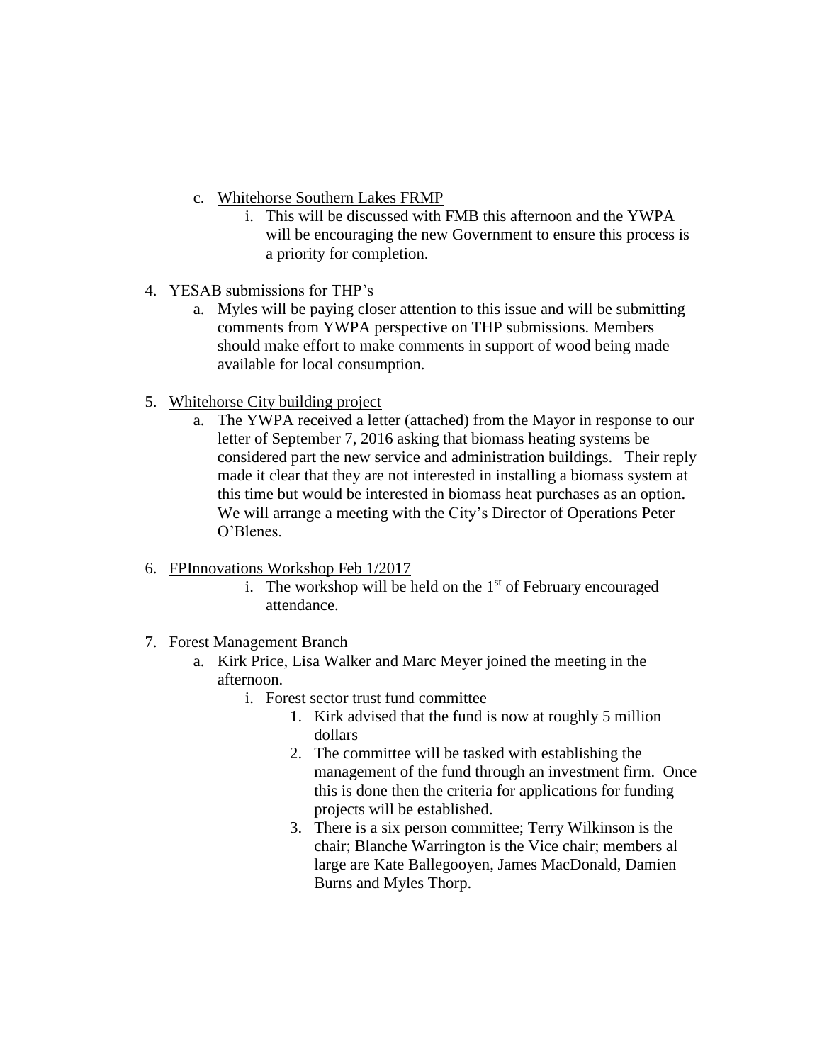c. <u>Whitehorse Southern Lakes FRMP</u>
    i. This will be discussed with FMB this afternoon and the YWPA will be encouraging the new Government to ensure this process is a priority for completion.

4. <u>YESAB submissions for THP's</u>
    a. Myles will be paying closer attention to this issue and will be submitting comments from YWPA perspective on THP submissions. Members should make effort to make comments in support of wood being made available for local consumption.

5. <u>Whitehorse City building project</u>
    a. The YWPA received a letter (attached) from the Mayor in response to our letter of September 7, 2016 asking that biomass heating systems be considered part the new service and administration buildings. Their reply made it clear that they are not interested in installing a biomass system at this time but would be interested in biomass heat purchases as an option. We will arrange a meeting with the City's Director of Operations Peter O'Blenes.

6. <u>FPInnovations Workshop Feb 1/2017</u>
    i. The workshop will be held on the 1st of February encouraged attendance.

7. Forest Management Branch
    a. Kirk Price, Lisa Walker and Marc Meyer joined the meeting in the afternoon.
        i. Forest sector trust fund committee
            1. Kirk advised that the fund is now at roughly 5 million dollars
            2. The committee will be tasked with establishing the management of the fund through an investment firm. Once this is done then the criteria for applications for funding projects will be established.
            3. There is a six person committee; Terry Wilkinson is the chair; Blanche Warrington is the Vice chair; members al large are Kate Ballegooyen, James MacDonald, Damien Burns and Myles Thorp.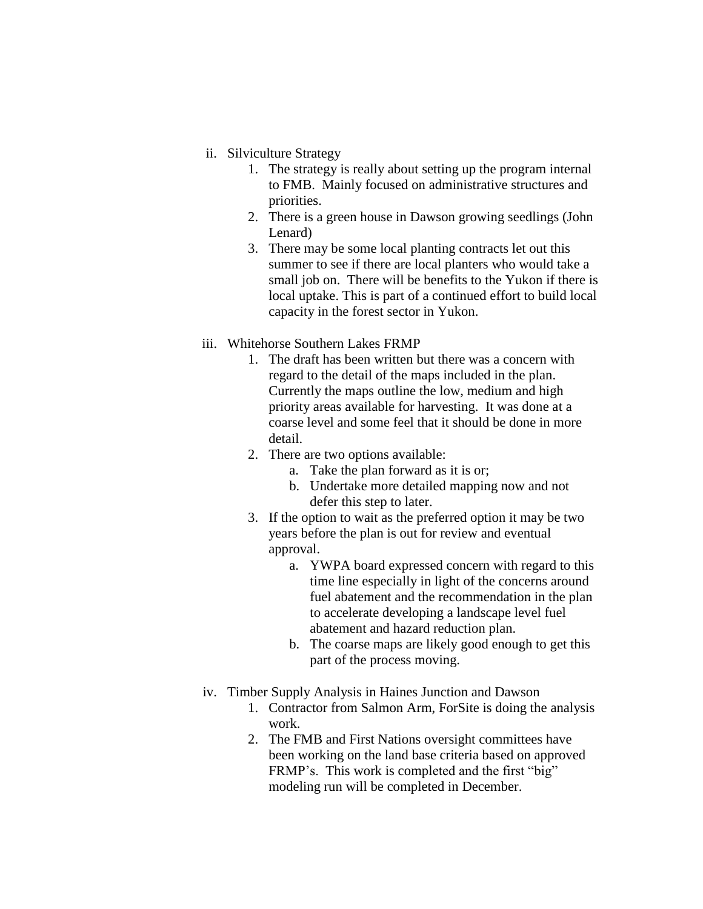ii. Silviculture Strategy

   1. The strategy is really about setting up the program internal to FMB. Mainly focused on administrative structures and priorities.
   2. There is a green house in Dawson growing seedlings (John Lenard)
   3. There may be some local planting contracts let out this summer to see if there are local planters who would take a small job on. There will be benefits to the Yukon if there is local uptake. This is part of a continued effort to build local capacity in the forest sector in Yukon.

iii. Whitehorse Southern Lakes FRMP

   1. The draft has been written but there was a concern with regard to the detail of the maps included in the plan. Currently the maps outline the low, medium and high priority areas available for harvesting. It was done at a coarse level and some feel that it should be done in more detail.
   2. There are two options available:
      a. Take the plan forward as it is or;
      b. Undertake more detailed mapping now and not defer this step to later.
   3. If the option to wait as the preferred option it may be two years before the plan is out for review and eventual approval.
      a. YWPA board expressed concern with regard to this time line especially in light of the concerns around fuel abatement and the recommendation in the plan to accelerate developing a landscape level fuel abatement and hazard reduction plan.
      b. The coarse maps are likely good enough to get this part of the process moving.

iv. Timber Supply Analysis in Haines Junction and Dawson

   1. Contractor from Salmon Arm, ForSite is doing the analysis work.
   2. The FMB and First Nations oversight committees have been working on the land base criteria based on approved FRMP's. This work is completed and the first "big" modeling run will be completed in December.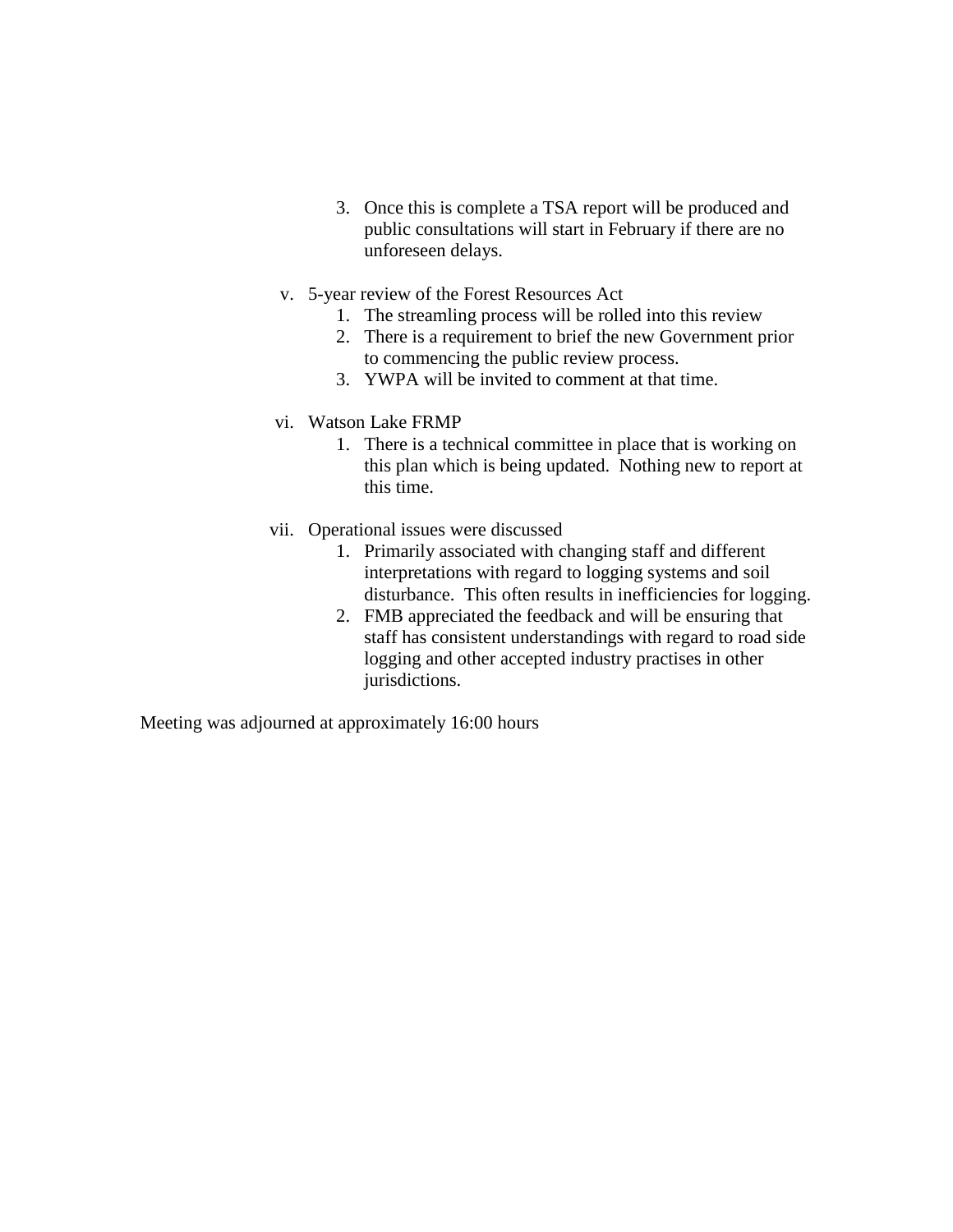3. Once this is complete a TSA report will be produced and public consultations will start in February if there are no unforeseen delays.

v. 5-year review of the Forest Resources Act
    1. The streamling process will be rolled into this review
    2. There is a requirement to brief the new Government prior to commencing the public review process.
    3. YWPA will be invited to comment at that time.

vi. Watson Lake FRMP
    1. There is a technical committee in place that is working on this plan which is being updated. Nothing new to report at this time.

vii. Operational issues were discussed
    1. Primarily associated with changing staff and different interpretations with regard to logging systems and soil disturbance. This often results in inefficiencies for logging.
    2. FMB appreciated the feedback and will be ensuring that staff has consistent understandings with regard to road side logging and other accepted industry practises in other jurisdictions.

Meeting was adjourned at approximately 16:00 hours